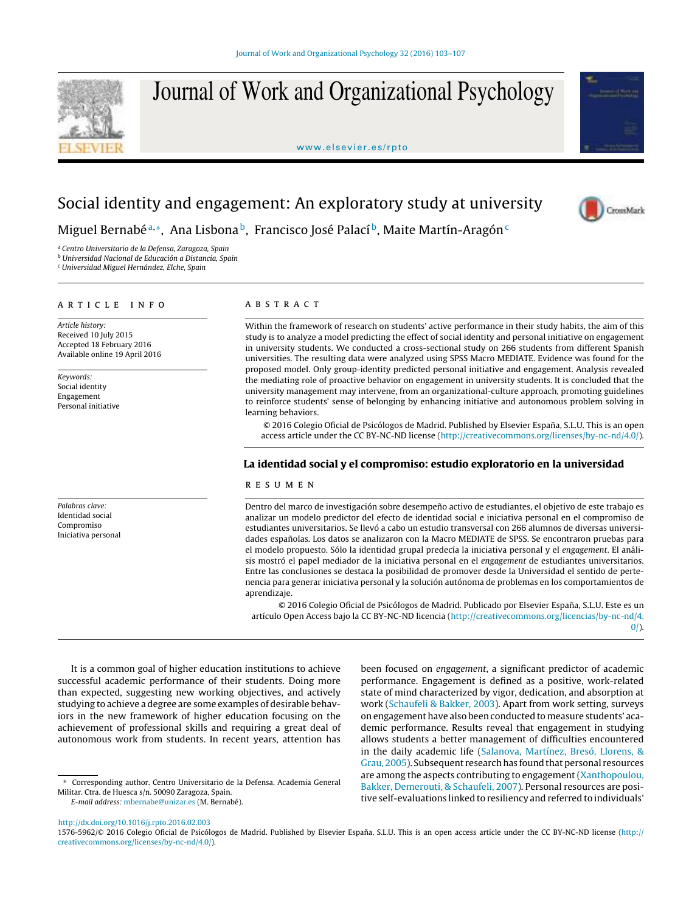# Social identity and engagement: An exploratory study at university

Miguel Bernabé[a,*], Ana Lisbona[b], Francisco José Palací[b], Maite Martín-Aragón[c]

[a] Centro Universitario de la Defensa, Zaragoza, Spain
[b] Universidad Nacional de Educación a Distancia, Spain
[c] Universidad Miguel Hernández, Elche, Spain

## ARTICLE INFO

*Article history:*
Received 10 July 2015
Accepted 18 February 2016
Available online 19 April 2016

*Keywords:*
Social identity
Engagement
Personal initiative

## ABSTRACT

Within the framework of research on students' active performance in their study habits, the aim of this study is to analyze a model predicting the effect of social identity and personal initiative on engagement in university students. We conducted a cross-sectional study on 266 students from different Spanish universities. The resulting data were analyzed using SPSS Macro MEDIATE. Evidence was found for the proposed model. Only group-identity predicted personal initiative and engagement. Analysis revealed the mediating role of proactive behavior on engagement in university students. It is concluded that the university management may intervene, from an organizational-culture approach, promoting guidelines to reinforce students' sense of belonging by enhancing initiative and autonomous problem solving in learning behaviors.

© 2016 Colegio Oficial de Psicólogos de Madrid. Published by Elsevier España, S.L.U. This is an open access article under the CC BY-NC-ND license (http://creativecommons.org/licenses/by-nc-nd/4.0/).

## La identidad social y el compromiso: estudio exploratorio en la universidad

*Palabras clave:*
Identidad social
Compromiso
Iniciativa personal

## RESUMEN

Dentro del marco de investigación sobre desempeño activo de estudiantes, el objetivo de este trabajo es analizar un modelo predictor del efecto de identidad social e iniciativa personal en el compromiso de estudiantes universitarios. Se llevó a cabo un estudio transversal con 266 alumnos de diversas universidades españolas. Los datos se analizaron con la Macro MEDIATE de SPSS. Se encontraron pruebas para el modelo propuesto. Sólo la identidad grupal predecía la iniciativa personal y el *engagement*. El análisis mostró el papel mediador de la iniciativa personal en el *engagement* de estudiantes universitarios. Entre las conclusiones se destaca la posibilidad de promover desde la Universidad el sentido de pertenencia para generar iniciativa personal y la solución autónoma de problemas en los comportamientos de aprendizaje.

© 2016 Colegio Oficial de Psicólogos de Madrid. Publicado por Elsevier España, S.L.U. Este es un artículo Open Access bajo la CC BY-NC-ND licencia (http://creativecommons.org/licencias/by-nc-nd/4.0/).

It is a common goal of higher education institutions to achieve successful academic performance of their students. Doing more than expected, suggesting new working objectives, and actively studying to achieve a degree are some examples of desirable behaviors in the new framework of higher education focusing on the achievement of professional skills and requiring a great deal of autonomous work from students. In recent years, attention has been focused on *engagement*, a significant predictor of academic performance. Engagement is defined as a positive, work-related state of mind characterized by vigor, dedication, and absorption at work (Schaufeli & Bakker, 2003). Apart from work setting, surveys on engagement have also been conducted to measure students' academic performance. Results reveal that engagement in studying allows students a better management of difficulties encountered in the daily academic life (Salanova, Martínez, Bresó, Llorens, & Grau, 2005). Subsequent research has found that personal resources are among the aspects contributing to engagement (Xanthopoulou, Bakker, Demerouti, & Schaufeli, 2007). Personal resources are positive self-evaluations linked to resiliency and referred to individuals'

\* Corresponding author. Centro Universitario de la Defensa. Academia General Militar. Ctra. de Huesca s/n. 50090 Zaragoza, Spain.
*E-mail address:* mbernabe@unizar.es (M. Bernabé).

http://dx.doi.org/10.1016/j.rpto.2016.02.003
1576-5962/© 2016 Colegio Oficial de Psicólogos de Madrid. Published by Elsevier España, S.L.U. This is an open access article under the CC BY-NC-ND license (http://creativecommons.org/licenses/by-nc-nd/4.0/).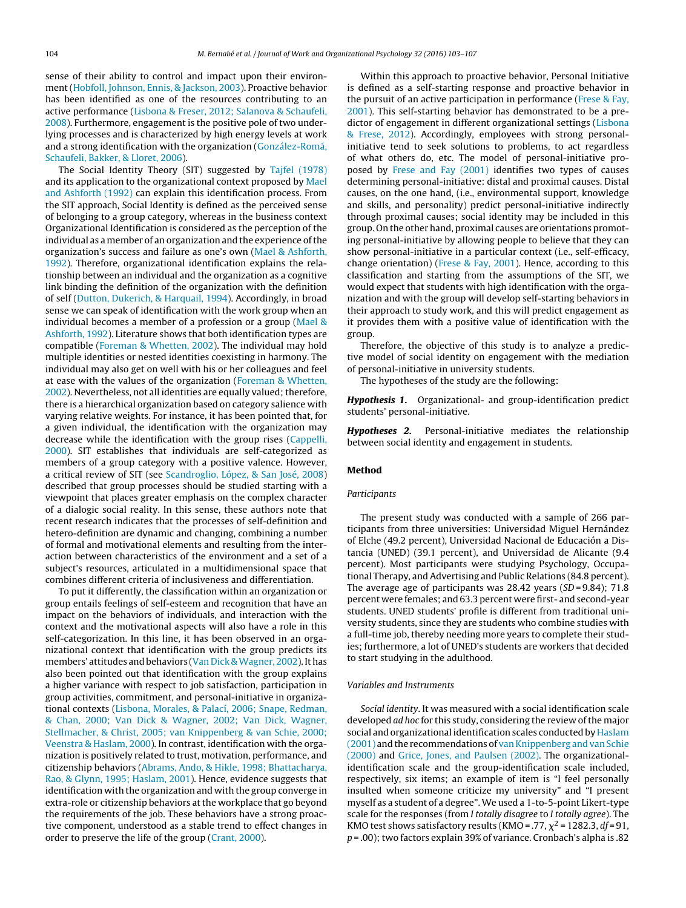sense of their ability to control and impact upon their environment (Hobfoll, Johnson, Ennis, & Jackson, 2003). Proactive behavior has been identified as one of the resources contributing to an active performance (Lisbona & Freser, 2012; Salanova & Schaufeli, 2008). Furthermore, engagement is the positive pole of two underlying processes and is characterized by high energy levels at work and a strong identification with the organization (González-Romá, Schaufeli, Bakker, & Lloret, 2006).

The Social Identity Theory (SIT) suggested by Tajfel (1978) and its application to the organizational context proposed by Mael and Ashforth (1992) can explain this identification process. From the SIT approach, Social Identity is defined as the perceived sense of belonging to a group category, whereas in the business context Organizational Identification is considered as the perception of the individual as a member of an organization and the experience of the organization's success and failure as one's own (Mael & Ashforth, 1992). Therefore, organizational identification explains the relationship between an individual and the organization as a cognitive link binding the definition of the organization with the definition of self (Dutton, Dukerich, & Harquail, 1994). Accordingly, in broad sense we can speak of identification with the work group when an individual becomes a member of a profession or a group (Mael & Ashforth, 1992). Literature shows that both identification types are compatible (Foreman & Whetten, 2002). The individual may hold multiple identities or nested identities coexisting in harmony. The individual may also get on well with his or her colleagues and feel at ease with the values of the organization (Foreman & Whetten, 2002). Nevertheless, not all identities are equally valued; therefore, there is a hierarchical organization based on category salience with varying relative weights. For instance, it has been pointed that, for a given individual, the identification with the organization may decrease while the identification with the group rises (Cappelli, 2000). SIT establishes that individuals are self-categorized as members of a group category with a positive valence. However, a critical review of SIT (see Scandroglio, López, & San José, 2008) described that group processes should be studied starting with a viewpoint that places greater emphasis on the complex character of a dialogic social reality. In this sense, these authors note that recent research indicates that the processes of self-definition and hetero-definition are dynamic and changing, combining a number of formal and motivational elements and resulting from the interaction between characteristics of the environment and a set of a subject's resources, articulated in a multidimensional space that combines different criteria of inclusiveness and differentiation.

To put it differently, the classification within an organization or group entails feelings of self-esteem and recognition that have an impact on the behaviors of individuals, and interaction with the context and the motivational aspects will also have a role in this self-categorization. In this line, it has been observed in an organizational context that identification with the group predicts its members' attitudes and behaviors (Van Dick & Wagner, 2002). It has also been pointed out that identification with the group explains a higher variance with respect to job satisfaction, participation in group activities, commitment, and personal-initiative in organizational contexts (Lisbona, Morales, & Palací, 2006; Snape, Redman, & Chan, 2000; Van Dick & Wagner, 2002; Van Dick, Wagner, Stellmacher, & Christ, 2005; van Knippenberg & van Schie, 2000; Veenstra & Haslam, 2000). In contrast, identification with the organization is positively related to trust, motivation, performance, and citizenship behaviors (Abrams, Ando, & Hikle, 1998; Bhattacharya, Rao, & Glynn, 1995; Haslam, 2001). Hence, evidence suggests that identification with the organization and with the group converge in extra-role or citizenship behaviors at the workplace that go beyond the requirements of the job. These behaviors have a strong proactive component, understood as a stable trend to effect changes in order to preserve the life of the group (Crant, 2000).

Within this approach to proactive behavior, Personal Initiative is defined as a self-starting response and proactive behavior in the pursuit of an active participation in performance (Frese & Fay, 2001). This self-starting behavior has demonstrated to be a predictor of engagement in different organizational settings (Lisbona & Frese, 2012). Accordingly, employees with strong personal-initiative tend to seek solutions to problems, to act regardless of what others do, etc. The model of personal-initiative proposed by Frese and Fay (2001) identifies two types of causes determining personal-initiative: distal and proximal causes. Distal causes, on the one hand, (i.e., environmental support, knowledge and skills, and personality) predict personal-initiative indirectly through proximal causes; social identity may be included in this group. On the other hand, proximal causes are orientations promoting personal-initiative by allowing people to believe that they can show personal-initiative in a particular context (i.e., self-efficacy, change orientation) (Frese & Fay, 2001). Hence, according to this classification and starting from the assumptions of the SIT, we would expect that students with high identification with the organization and with the group will develop self-starting behaviors in their approach to study work, and this will predict engagement as it provides them with a positive value of identification with the group.

Therefore, the objective of this study is to analyze a predictive model of social identity on engagement with the mediation of personal-initiative in university students.

The hypotheses of the study are the following:

***Hypothesis 1.*** Organizational- and group-identification predict students' personal-initiative.

***Hypotheses 2.*** Personal-initiative mediates the relationship between social identity and engagement in students.

## Method

### *Participants*

The present study was conducted with a sample of 266 participants from three universities: Universidad Miguel Hernández of Elche (49.2 percent), Universidad Nacional de Educación a Distancia (UNED) (39.1 percent), and Universidad de Alicante (9.4 percent). Most participants were studying Psychology, Occupational Therapy, and Advertising and Public Relations (84.8 percent). The average age of participants was 28.42 years ($SD$ = 9.84); 71.8 percent were females; and 63.3 percent were first- and second-year students. UNED students' profile is different from traditional university students, since they are students who combine studies with a full-time job, thereby needing more years to complete their studies; furthermore, a lot of UNED's students are workers that decided to start studying in the adulthood.

### *Variables and Instruments*

*Social identity*. It was measured with a social identification scale developed *ad hoc* for this study, considering the review of the major social and organizational identification scales conducted by Haslam (2001) and the recommendations of van Knippenberg and van Schie (2000) and Grice, Jones, and Paulsen (2002). The organizational-identification scale and the group-identification scale included, respectively, six items; an example of item is "I feel personally insulted when someone criticize my university" and "I present myself as a student of a degree". We used a 1-to-5-point Likert-type scale for the responses (from *I totally disagree* to *I totally agree*). The KMO test shows satisfactory results (KMO = .77, $\chi^2$ = 1282.3, $df$ = 91, $p$ = .00); two factors explain 39% of variance. Cronbach's alpha is .82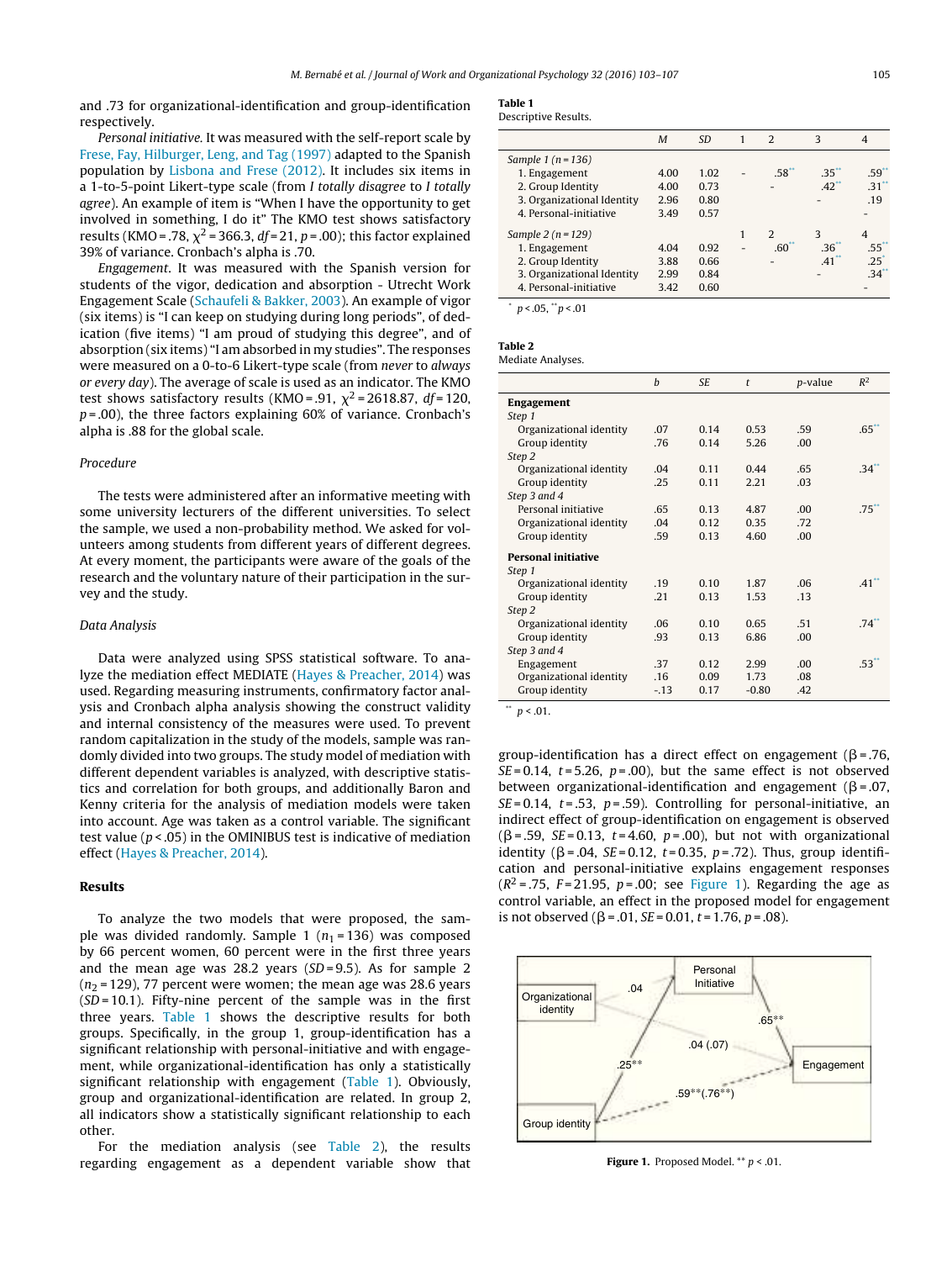and .73 for organizational-identification and group-identification respectively.

*Personal initiative.* It was measured with the self-report scale by Frese, Fay, Hilburger, Leng, and Tag (1997) adapted to the Spanish population by Lisbona and Frese (2012). It includes six items in a 1-to-5-point Likert-type scale (from *I totally disagree* to *I totally agree*). An example of item is "When I have the opportunity to get involved in something, I do it" The KMO test shows satisfactory results (KMO = .78, $\chi^2$ = 366.3, *df* = 21, *p* = .00); this factor explained 39% of variance. Cronbach's alpha is .70.

*Engagement.* It was measured with the Spanish version for students of the vigor, dedication and absorption - Utrecht Work Engagement Scale (Schaufeli & Bakker, 2003). An example of vigor (six items) is "I can keep on studying during long periods", of dedication (five items) "I am proud of studying this degree", and of absorption (six items) "I am absorbed in my studies". The responses were measured on a 0-to-6 Likert-type scale (from *never* to *always or every day*). The average of scale is used as an indicator. The KMO test shows satisfactory results (KMO = .91, $\chi^2$ = 2618.87, *df* = 120, *p* = .00), the three factors explaining 60% of variance. Cronbach's alpha is .88 for the global scale.

### Procedure

The tests were administered after an informative meeting with some university lecturers of the different universities. To select the sample, we used a non-probability method. We asked for volunteers among students from different years of different degrees. At every moment, the participants were aware of the goals of the research and the voluntary nature of their participation in the survey and the study.

### Data Analysis

Data were analyzed using SPSS statistical software. To analyze the mediation effect MEDIATE (Hayes & Preacher, 2014) was used. Regarding measuring instruments, confirmatory factor analysis and Cronbach alpha analysis showing the construct validity and internal consistency of the measures were used. To prevent random capitalization in the study of the models, sample was randomly divided into two groups. The study model of mediation with different dependent variables is analyzed, with descriptive statistics and correlation for both groups, and additionally Baron and Kenny criteria for the analysis of mediation models were taken into account. Age was taken as a control variable. The significant test value ($p < .05$) in the OMINIBUS test is indicative of mediation effect (Hayes & Preacher, 2014).

## Results

To analyze the two models that were proposed, the sample was divided randomly. Sample 1 ($n_1$ = 136) was composed by 66 percent women, 60 percent were in the first three years and the mean age was 28.2 years (*SD* = 9.5). As for sample 2 ($n_2$ = 129), 77 percent were women; the mean age was 28.6 years (*SD* = 10.1). Fifty-nine percent of the sample was in the first three years. Table 1 shows the descriptive results for both groups. Specifically, in the group 1, group-identification has a significant relationship with personal-initiative and with engagement, while organizational-identification has only a statistically significant relationship with engagement (Table 1). Obviously, group and organizational-identification are related. In group 2, all indicators show a statistically significant relationship to each other.

For the mediation analysis (see Table 2), the results regarding engagement as a dependent variable show that group-identification has a direct effect on engagement (β = .76, *SE* = 0.14, *t* = 5.26, *p* = .00), but the same effect is not observed between organizational-identification and engagement (β = .07, *SE* = 0.14, *t* = .53, *p* = .59). Controlling for personal-initiative, an indirect effect of group-identification on engagement is observed (β = .59, *SE* = 0.13, *t* = 4.60, *p* = .00), but not with organizational identity (β = .04, *SE* = 0.12, *t* = 0.35, *p* = .72). Thus, group identification and personal-initiative explains engagement responses ($R^2$ = .75, *F* = 21.95, *p* = .00; see Figure 1). Regarding the age as control variable, an effect in the proposed model for engagement is not observed (β = .01, *SE* = 0.01, *t* = 1.76, *p* = .08).

**Table 1**
Descriptive Results.

| | *M* | *SD* | 1 | 2 | 3 | 4 |
|---|---|---|---|---|---|---|
| *Sample 1 (n = 136)* | | | | | | |
| 1. Engagement | 4.00 | 1.02 | - | .58** | .35** | .59** |
| 2. Group Identity | 4.00 | 0.73 | | - | .42** | .31** |
| 3. Organizational Identity | 2.96 | 0.80 | | | - | .19 |
| 4. Personal-initiative | 3.49 | 0.57 | | | | - |
| *Sample 2 (n = 129)* | | | 1 | 2 | 3 | 4 |
| 1. Engagement | 4.04 | 0.92 | - | .60** | .36** | .55** |
| 2. Group Identity | 3.88 | 0.66 | | - | .41** | .25* |
| 3. Organizational Identity | 2.99 | 0.84 | | | - | .34** |
| 4. Personal-initiative | 3.42 | 0.60 | | | | - |

* $p < .05$, ** $p < .01$

**Table 2**
Mediate Analyses.

| | *b* | *SE* | *t* | *p*-value | $R^2$ |
|---|---|---|---|---|---|
| **Engagement** | | | | | |
| *Step 1* | | | | | |
| Organizational identity | .07 | 0.14 | 0.53 | .59 | .65** |
| Group identity | .76 | 0.14 | 5.26 | .00 | |
| *Step 2* | | | | | |
| Organizational identity | .04 | 0.11 | 0.44 | .65 | .34** |
| Group identity | .25 | 0.11 | 2.21 | .03 | |
| *Step 3 and 4* | | | | | |
| Personal initiative | .65 | 0.13 | 4.87 | .00 | .75** |
| Organizational identity | .04 | 0.12 | 0.35 | .72 | |
| Group identity | .59 | 0.13 | 4.60 | .00 | |
| **Personal initiative** | | | | | |
| *Step 1* | | | | | |
| Organizational identity | .19 | 0.10 | 1.87 | .06 | .41** |
| Group identity | .21 | 0.13 | 1.53 | .13 | |
| *Step 2* | | | | | |
| Organizational identity | .06 | 0.10 | 0.65 | .51 | .74** |
| Group identity | .93 | 0.13 | 6.86 | .00 | |
| *Step 3 and 4* | | | | | |
| Engagement | .37 | 0.12 | 2.99 | .00 | .53** |
| Organizational identity | .16 | 0.09 | 1.73 | .08 | |
| Group identity | -.13 | 0.17 | -0.80 | .42 | |

** $p < .01$.

**Figure 1.** Proposed Model. ** $p < .01$.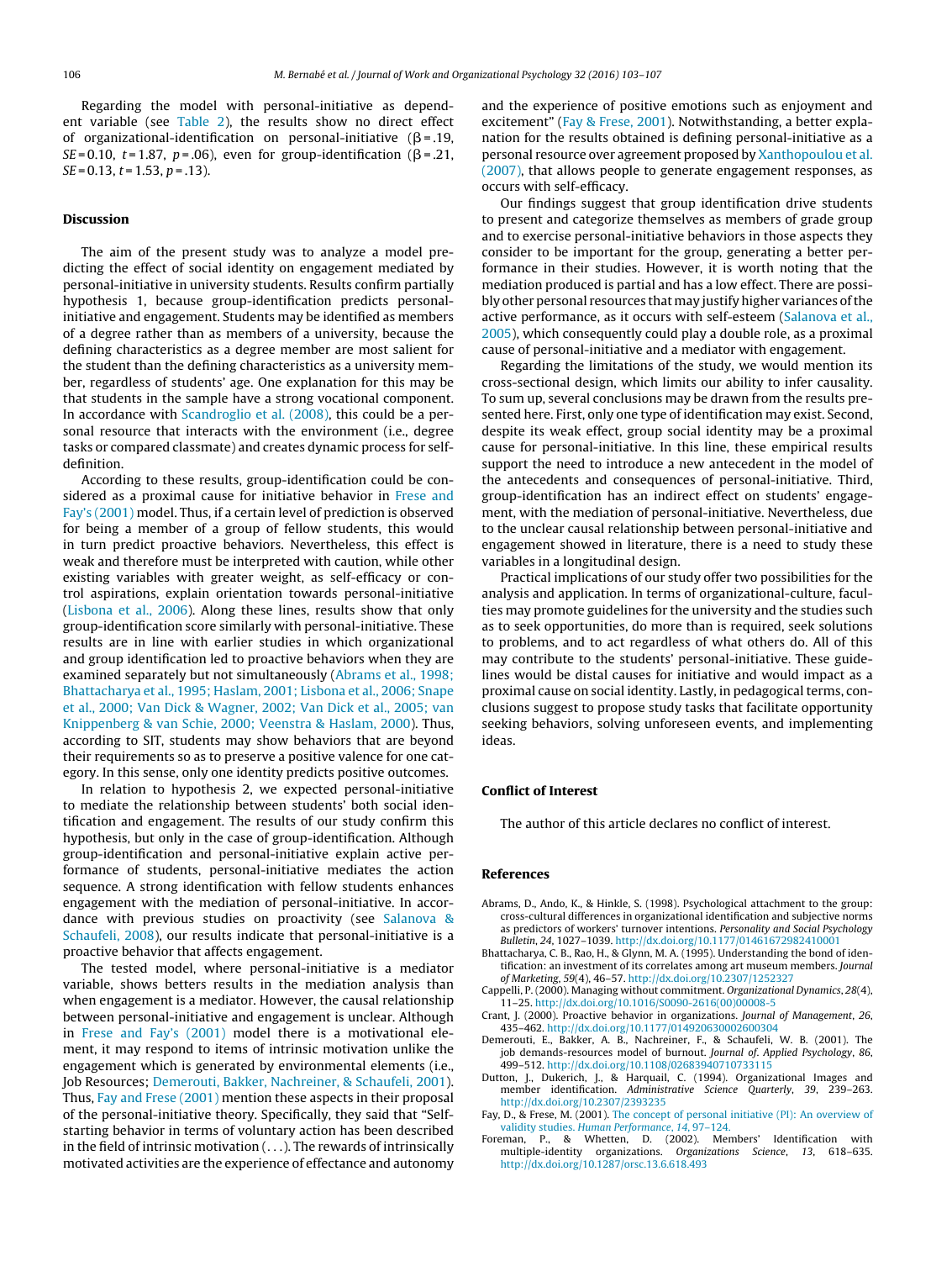Regarding the model with personal-initiative as dependent variable (see Table 2), the results show no direct effect of organizational-identification on personal-initiative (β = .19, $SE$ = 0.10, $t$ = 1.87, $p$ = .06), even for group-identification (β = .21, $SE$ = 0.13, $t$ = 1.53, $p$ = .13).

## Discussion

The aim of the present study was to analyze a model predicting the effect of social identity on engagement mediated by personal-initiative in university students. Results confirm partially hypothesis 1, because group-identification predicts personal-initiative and engagement. Students may be identified as members of a degree rather than as members of a university, because the defining characteristics as a degree member are most salient for the student than the defining characteristics as a university member, regardless of students' age. One explanation for this may be that students in the sample have a strong vocational component. In accordance with Scandroglio et al. (2008), this could be a personal resource that interacts with the environment (i.e., degree tasks or compared classmate) and creates dynamic process for self-definition.

According to these results, group-identification could be considered as a proximal cause for initiative behavior in Frese and Fay's (2001) model. Thus, if a certain level of prediction is observed for being a member of a group of fellow students, this would in turn predict proactive behaviors. Nevertheless, this effect is weak and therefore must be interpreted with caution, while other existing variables with greater weight, as self-efficacy or control aspirations, explain orientation towards personal-initiative (Lisbona et al., 2006). Along these lines, results show that only group-identification score similarly with personal-initiative. These results are in line with earlier studies in which organizational and group identification led to proactive behaviors when they are examined separately but not simultaneously (Abrams et al., 1998; Bhattacharya et al., 1995; Haslam, 2001; Lisbona et al., 2006; Snape et al., 2000; Van Dick & Wagner, 2002; Van Dick et al., 2005; van Knippenberg & van Schie, 2000; Veenstra & Haslam, 2000). Thus, according to SIT, students may show behaviors that are beyond their requirements so as to preserve a positive valence for one category. In this sense, only one identity predicts positive outcomes.

In relation to hypothesis 2, we expected personal-initiative to mediate the relationship between students' both social identification and engagement. The results of our study confirm this hypothesis, but only in the case of group-identification. Although group-identification and personal-initiative explain active performance of students, personal-initiative mediates the action sequence. A strong identification with fellow students enhances engagement with the mediation of personal-initiative. In accordance with previous studies on proactivity (see Salanova & Schaufeli, 2008), our results indicate that personal-initiative is a proactive behavior that affects engagement.

The tested model, where personal-initiative is a mediator variable, shows betters results in the mediation analysis than when engagement is a mediator. However, the causal relationship between personal-initiative and engagement is unclear. Although in Frese and Fay's (2001) model there is a motivational element, it may respond to items of intrinsic motivation unlike the engagement which is generated by environmental elements (i.e., Job Resources; Demerouti, Bakker, Nachreiner, & Schaufeli, 2001). Thus, Fay and Frese (2001) mention these aspects in their proposal of the personal-initiative theory. Specifically, they said that "Self-starting behavior in terms of voluntary action has been described in the field of intrinsic motivation (. . .). The rewards of intrinsically motivated activities are the experience of effectance and autonomy and the experience of positive emotions such as enjoyment and excitement" (Fay & Frese, 2001). Notwithstanding, a better explanation for the results obtained is defining personal-initiative as a personal resource over agreement proposed by Xanthopoulou et al. (2007), that allows people to generate engagement responses, as occurs with self-efficacy.

Our findings suggest that group identification drive students to present and categorize themselves as members of grade group and to exercise personal-initiative behaviors in those aspects they consider to be important for the group, generating a better performance in their studies. However, it is worth noting that the mediation produced is partial and has a low effect. There are possibly other personal resources that may justify higher variances of the active performance, as it occurs with self-esteem (Salanova et al., 2005), which consequently could play a double role, as a proximal cause of personal-initiative and a mediator with engagement.

Regarding the limitations of the study, we would mention its cross-sectional design, which limits our ability to infer causality. To sum up, several conclusions may be drawn from the results presented here. First, only one type of identification may exist. Second, despite its weak effect, group social identity may be a proximal cause for personal-initiative. In this line, these empirical results support the need to introduce a new antecedent in the model of the antecedents and consequences of personal-initiative. Third, group-identification has an indirect effect on students' engagement, with the mediation of personal-initiative. Nevertheless, due to the unclear causal relationship between personal-initiative and engagement showed in literature, there is a need to study these variables in a longitudinal design.

Practical implications of our study offer two possibilities for the analysis and application. In terms of organizational-culture, faculties may promote guidelines for the university and the studies such as to seek opportunities, do more than is required, seek solutions to problems, and to act regardless of what others do. All of this may contribute to the students' personal-initiative. These guidelines would be distal causes for initiative and would impact as a proximal cause on social identity. Lastly, in pedagogical terms, conclusions suggest to propose study tasks that facilitate opportunity seeking behaviors, solving unforeseen events, and implementing ideas.

## Conflict of Interest

The author of this article declares no conflict of interest.

## References

Abrams, D., Ando, K., & Hinkle, S. (1998). Psychological attachment to the group: cross-cultural differences in organizational identification and subjective norms as predictors of workers' turnover intentions. *Personality and Social Psychology Bulletin*, *24*, 1027–1039. http://dx.doi.org/10.1177/01461672982410001

Bhattacharya, C. B., Rao, H., & Glynn, M. A. (1995). Understanding the bond of identification: an investment of its correlates among art museum members. *Journal of Marketing*, *59*(4), 46–57. http://dx.doi.org/10.2307/1252327

Cappelli, P. (2000). Managing without commitment. *Organizational Dynamics*, *28*(4), 11–25. http://dx.doi.org/10.1016/S0090-2616(00)00008-5

Crant, J. (2000). Proactive behavior in organizations. *Journal of Management*, *26*, 435–462. http://dx.doi.org/10.1177/014920630002600304

Demerouti, E., Bakker, A. B., Nachreiner, F., & Schaufeli, W. B. (2001). The job demands-resources model of burnout. *Journal of. Applied Psychology*, *86*, 499–512. http://dx.doi.org/10.1108/02683940710733115

Dutton, J., Dukerich, J., & Harquail, C. (1994). Organizational Images and member identification. *Administrative Science Quarterly*, *39*, 239–263. http://dx.doi.org/10.2307/2393235

Fay, D., & Frese, M. (2001). The concept of personal initiative (PI): An overview of validity studies. *Human Performance*, *14*, 97–124.

Foreman, P., & Whetten, D. (2002). Members' Identification with multiple-identity organizations. *Organizations Science*, *13*, 618–635. http://dx.doi.org/10.1287/orsc.13.6.618.493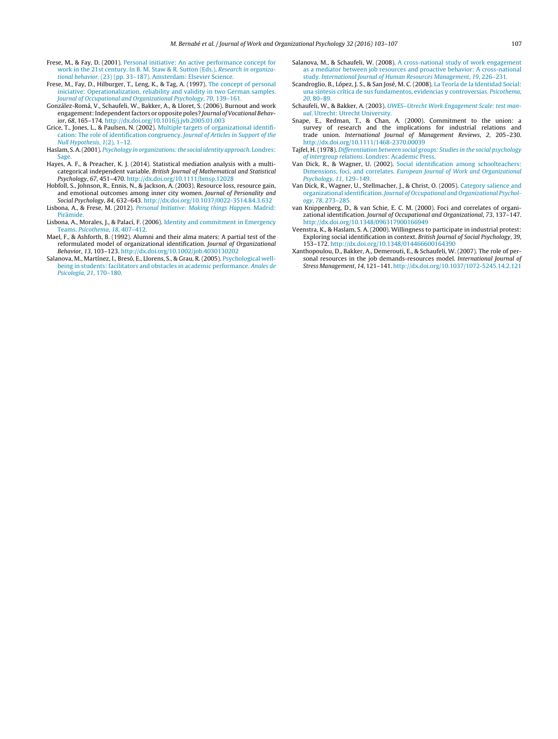Frese, M., & Fay, D. (2001). Personal initiative: An active performance concept for work in the 21st century. In B. M. Staw & R. Sutton (Eds.), *Research in organizational behavior*. (23) (pp. 33–187). Amsterdam: Elsevier Science.

Frese, M., Fay, D., Hilburger, T., Leng, K., & Tag, A. (1997). The concept of personal iniciative: Operationalization, reliability and validity in two German samples. *Journal of Occupational and Organizational Psychology*, *70*, 139–161.

González-Romá, V., Schaufeli, W., Bakker, A., & Lloret, S. (2006). Burnout and work engagement: Independent factors or opposite poles? *Journal of Vocational Behavior*, *68*, 165–174. http://dx.doi.org/10.1016/j.jvb.2005.01.003

Grice, T., Jones, L., & Paulsen, N. (2002). Multiple targets of organizational identification: The role of identification congruency. *Journal of Articles in Support of the Null Hypothesis*, *1*(2), 1–12.

Haslam, S. A. (2001). *Psychology in organizations: the social identity approach*. Londres: Sage.

Hayes, A. F., & Preacher, K. J. (2014). Statistical mediation analysis with a multicategorical independent variable. *British Journal of Mathematical and Statistical Psychology*, *67*, 451–470. http://dx.doi.org/10.1111/bmsp.12028

Hobfoll, S., Johnson, R., Ennis, N., & Jackson, A. (2003). Resource loss, resource gain, and emotional outcomes among inner city women. *Journal of Personality and Social Psychology*, *84*, 632–643. http://dx.doi.org/10.1037/0022-3514.84.3.632

Lisbona, A., & Frese, M. (2012). *Personal Initiative: Making things Happen*. Madrid: Pirámide.

Lisbona, A., Morales, J., & Palací, F. (2006). Identity and commitment in Emergency Teams. *Psicothema*, *18*, 407–412.

Mael, F., & Ashforth, B. (1992). Alumni and their alma maters: A partial test of the reformulated model of organizational identification. *Journal of Organizational Behavior*, *13*, 103–123. http://dx.doi.org/10.1002/job.4030130202

Salanova, M., Martínez, I., Bresó, E., Llorens, S., & Grau, R. (2005). Psychological well-being in students: facilitators and obstacles in academic performance. *Anales de Psicología*, *21*, 170–180.

Salanova, M., & Schaufeli, W. (2008). A cross-national study of work engagement as a mediator between job resources and proactive behavior: A cross-national study. *International Journal of Human Resources Management*, *19*, 226–231.

Scandroglio, B., López, J. S., & San José, M. C. (2008). La Teoría de la Identidad Social: una síntesis crítica de sus fundamentos, evidencias y controversias. *Psicothema*, *20*, 80–89.

Schaufeli, W., & Bakker, A. (2003). *UWES–Utrecht Work Engagement Scale: test manual*. Utrecht: Utrecht University.

Snape, E., Redman, T., & Chan, A. (2000). Commitment to the union: a survey of research and the implications for industrial relations and trade union. *International Journal of Management Reviews*, *2*, 205–230. http://dx.doi.org/10.1111/1468-2370.00039

Tajfel, H. (1978). *Differentiation between social groups: Studies in the social psychology of intergroup relations*. Londres: Academic Press.

Van Dick, R., & Wagner, U. (2002). Social identification among schoolteachers: Dimensions, foci, and correlates. *European Journal of Work and Organizational Psychology*, *11*, 129–149.

Van Dick, R., Wagner, U., Stellmacher, J., & Christ, O. (2005). Category salience and organizational identification. *Journal of Occupational and Organizational Psychology*, *78*, 273–285.

van Knippenberg, D., & van Schie, E. C. M. (2000). Foci and correlates of organizational identification. *Journal of Occupational and Organizational*, *73*, 137–147. http://dx.doi.org/10.1348/096317900166949

Veenstra, K., & Haslam, S. A. (2000). Willingness to participate in industrial protest: Exploring social identification in context. *British Journal of Social Psychology*, *39*, 153–172. http://dx.doi.org/10.1348/014466600164390

Xanthopoulou, D., Bakker, A., Demerouti, E., & Schaufeli, W. (2007). The role of personal resources in the job demands-resources model. *International Journal of Stress Management*, *14*, 121–141. http://dx.doi.org/10.1037/1072-5245.14.2.121